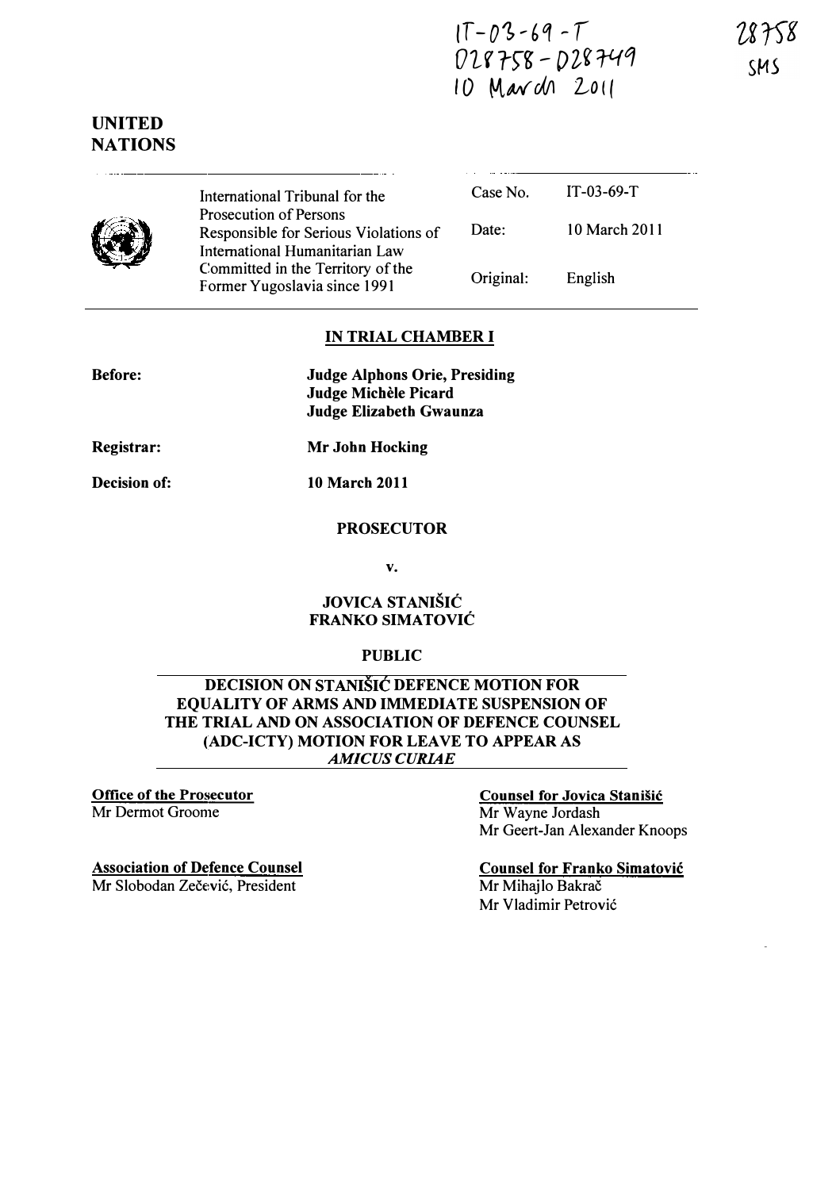IT-03-69-T
D28758 - D28749
10 March 2011

28758
SMS

**UNITED NATIONS**

| International Tribunal for the Prosecution of Persons Responsible for Serious Violations of International Humanitarian Law Committed in the Territory of the Former Yugoslavia since 1991 | Case No. | IT-03-69-T |
|---|---|---|
| | Date: | 10 March 2011 |
| | Original: | English |

**IN TRIAL CHAMBER I**

**Before:** **Judge Alphons Orie, Presiding**
**Judge Michèle Picard**
**Judge Elizabeth Gwaunza**

**Registrar:** **Mr John Hocking**

**Decision of:** **10 March 2011**

**PROSECUTOR**

**v.**

**JOVICA STANIŠIĆ**
**FRANKO SIMATOVIĆ**

**PUBLIC**

**DECISION ON STANIŠIĆ DEFENCE MOTION FOR EQUALITY OF ARMS AND IMMEDIATE SUSPENSION OF THE TRIAL AND ON ASSOCIATION OF DEFENCE COUNSEL (ADC-ICTY) MOTION FOR LEAVE TO APPEAR AS *AMICUS CURIAE***

**Office of the Prosecutor**
Mr Dermot Groome

**Association of Defence Counsel**
Mr Slobodan Zečević, President

**Counsel for Jovica Stanišić**
Mr Wayne Jordash
Mr Geert-Jan Alexander Knoops

**Counsel for Franko Simatović**
Mr Mihajlo Bakrač
Mr Vladimir Petrović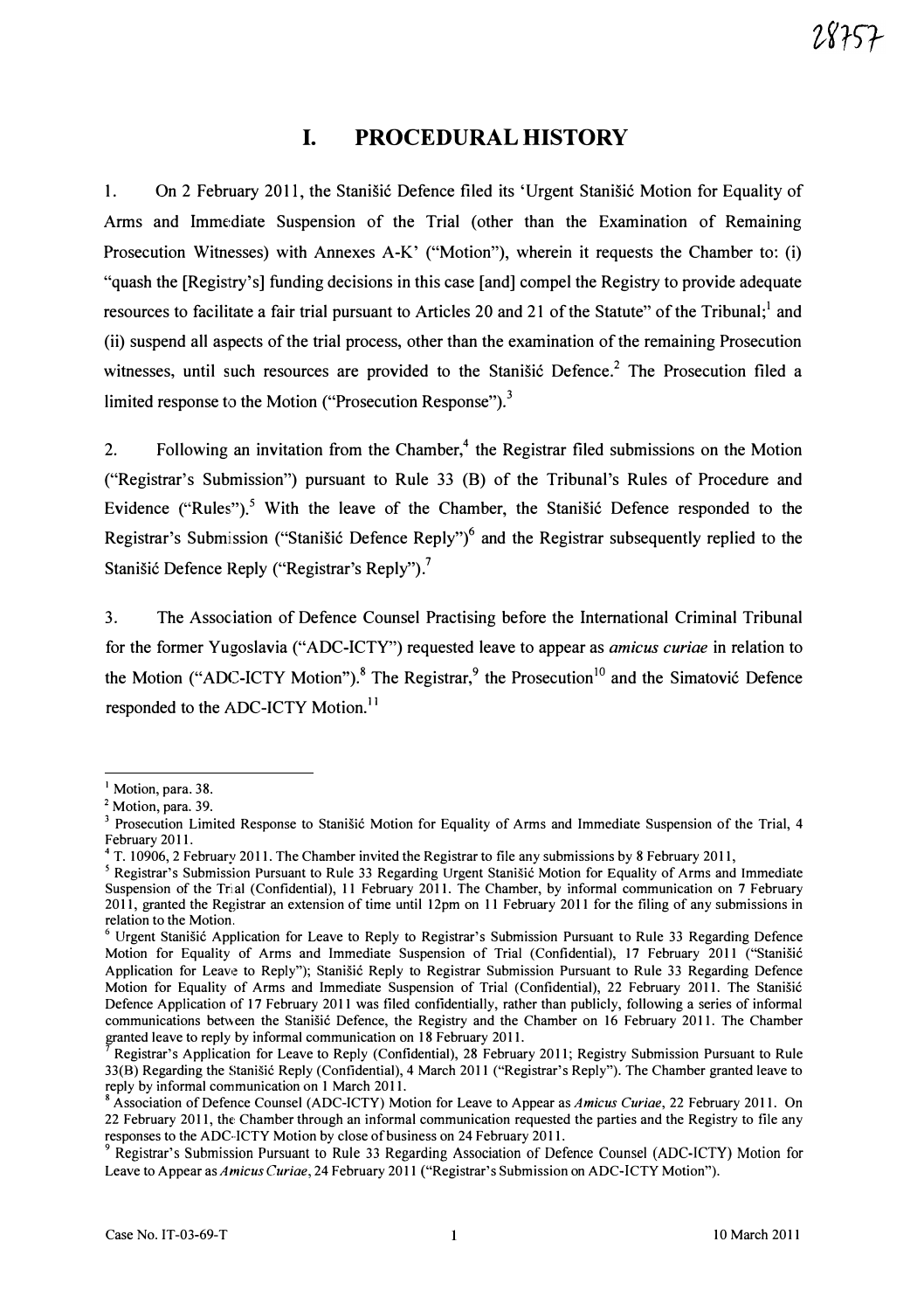# I. PROCEDURAL HISTORY

1. On 2 February 2011, the Stanišić Defence filed its 'Urgent Stanišić Motion for Equality of Arms and Immediate Suspension of the Trial (other than the Examination of Remaining Prosecution Witnesses) with Annexes A-K' ("Motion"), wherein it requests the Chamber to: (i) "quash the [Registry's] funding decisions in this case [and] compel the Registry to provide adequate resources to facilitate a fair trial pursuant to Articles 20 and 21 of the Statute" of the Tribunal;[1] and (ii) suspend all aspects of the trial process, other than the examination of the remaining Prosecution witnesses, until such resources are provided to the Stanišić Defence.[2] The Prosecution filed a limited response to the Motion ("Prosecution Response").[3]

2. Following an invitation from the Chamber,[4] the Registrar filed submissions on the Motion ("Registrar's Submission") pursuant to Rule 33 (B) of the Tribunal's Rules of Procedure and Evidence ("Rules").[5] With the leave of the Chamber, the Stanišić Defence responded to the Registrar's Submission ("Stanišić Defence Reply")[6] and the Registrar subsequently replied to the Stanišić Defence Reply ("Registrar's Reply").[7]

3. The Association of Defence Counsel Practising before the International Criminal Tribunal for the former Yugoslavia ("ADC-ICTY") requested leave to appear as *amicus curiae* in relation to the Motion ("ADC-ICTY Motion").[8] The Registrar,[9] the Prosecution[10] and the Simatović Defence responded to the ADC-ICTY Motion.[11]

---

[1] Motion, para. 38.

[2] Motion, para. 39.

[3] Prosecution Limited Response to Stanišić Motion for Equality of Arms and Immediate Suspension of the Trial, 4 February 2011.

[4] T. 10906, 2 February 2011. The Chamber invited the Registrar to file any submissions by 8 February 2011,

[5] Registrar's Submission Pursuant to Rule 33 Regarding Urgent Stanišić Motion for Equality of Arms and Immediate Suspension of the Trial (Confidential), 11 February 2011. The Chamber, by informal communication on 7 February 2011, granted the Registrar an extension of time until 12pm on 11 February 2011 for the filing of any submissions in relation to the Motion.

[6] Urgent Stanišić Application for Leave to Reply to Registrar's Submission Pursuant to Rule 33 Regarding Defence Motion for Equality of Arms and Immediate Suspension of Trial (Confidential), 17 February 2011 ("Stanišić Application for Leave to Reply"); Stanišić Reply to Registrar Submission Pursuant to Rule 33 Regarding Defence Motion for Equality of Arms and Immediate Suspension of Trial (Confidential), 22 February 2011. The Stanišić Defence Application of 17 February 2011 was filed confidentially, rather than publicly, following a series of informal communications between the Stanišić Defence, the Registry and the Chamber on 16 February 2011. The Chamber granted leave to reply by informal communication on 18 February 2011.

[7] Registrar's Application for Leave to Reply (Confidential), 28 February 2011; Registry Submission Pursuant to Rule 33(B) Regarding the Stanišić Reply (Confidential), 4 March 2011 ("Registrar's Reply"). The Chamber granted leave to reply by informal communication on 1 March 2011.

[8] Association of Defence Counsel (ADC-ICTY) Motion for Leave to Appear as *Amicus Curiae*, 22 February 2011. On 22 February 2011, the Chamber through an informal communication requested the parties and the Registry to file any responses to the ADC-ICTY Motion by close of business on 24 February 2011.

[9] Registrar's Submission Pursuant to Rule 33 Regarding Association of Defence Counsel (ADC-ICTY) Motion for Leave to Appear as *Amicus Curiae*, 24 February 2011 ("Registrar's Submission on ADC-ICTY Motion").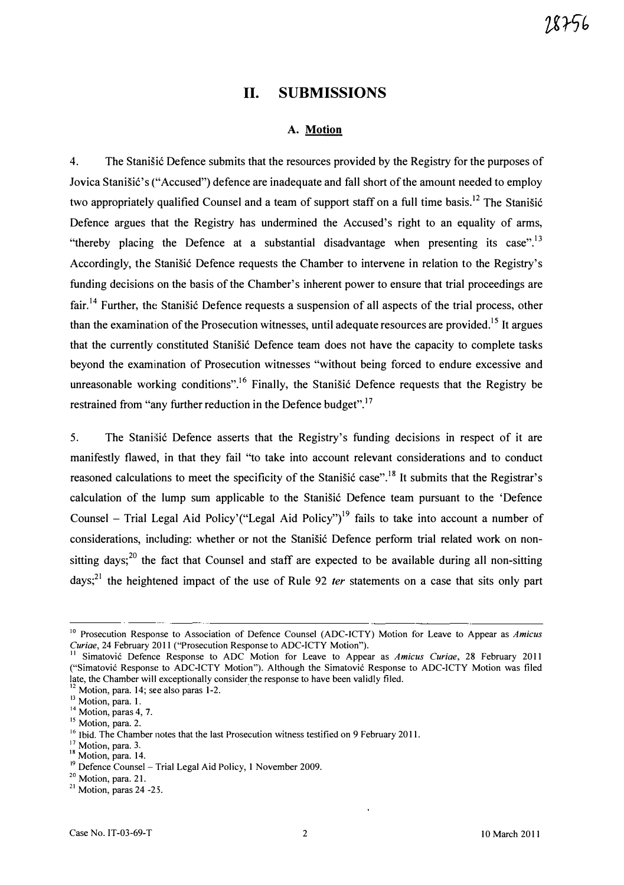## II. SUBMISSIONS

### A. Motion

4. The Stanišić Defence submits that the resources provided by the Registry for the purposes of Jovica Stanišić's ("Accused") defence are inadequate and fall short of the amount needed to employ two appropriately qualified Counsel and a team of support staff on a full time basis.[12] The Stanišić Defence argues that the Registry has undermined the Accused's right to an equality of arms, "thereby placing the Defence at a substantial disadvantage when presenting its case".[13] Accordingly, the Stanišić Defence requests the Chamber to intervene in relation to the Registry's funding decisions on the basis of the Chamber's inherent power to ensure that trial proceedings are fair.[14] Further, the Stanišić Defence requests a suspension of all aspects of the trial process, other than the examination of the Prosecution witnesses, until adequate resources are provided.[15] It argues that the currently constituted Stanišić Defence team does not have the capacity to complete tasks beyond the examination of Prosecution witnesses "without being forced to endure excessive and unreasonable working conditions".[16] Finally, the Stanišić Defence requests that the Registry be restrained from "any further reduction in the Defence budget".[17]

5. The Stanišić Defence asserts that the Registry's funding decisions in respect of it are manifestly flawed, in that they fail "to take into account relevant considerations and to conduct reasoned calculations to meet the specificity of the Stanišić case".[18] It submits that the Registrar's calculation of the lump sum applicable to the Stanišić Defence team pursuant to the 'Defence Counsel – Trial Legal Aid Policy'("Legal Aid Policy")[19] fails to take into account a number of considerations, including: whether or not the Stanišić Defence perform trial related work on non-sitting days;[20] the fact that Counsel and staff are expected to be available during all non-sitting days;[21] the heightened impact of the use of Rule 92 *ter* statements on a case that sits only part

---

[10] Prosecution Response to Association of Defence Counsel (ADC-ICTY) Motion for Leave to Appear as *Amicus Curiae*, 24 February 2011 ("Prosecution Response to ADC-ICTY Motion").

[11] Simatović Defence Response to ADC Motion for Leave to Appear as *Amicus Curiae*, 28 February 2011 ("Simatović Response to ADC-ICTY Motion"). Although the Simatović Response to ADC-ICTY Motion was filed late, the Chamber will exceptionally consider the response to have been validly filed.

[12] Motion, para. 14; see also paras 1-2.

[13] Motion, para. 1.

[14] Motion, paras 4, 7.

[15] Motion, para. 2.

[16] Ibid. The Chamber notes that the last Prosecution witness testified on 9 February 2011.

[17] Motion, para. 3.

[18] Motion, para. 14.

[19] Defence Counsel – Trial Legal Aid Policy, 1 November 2009.

[20] Motion, para. 21.

[21] Motion, paras 24 -25.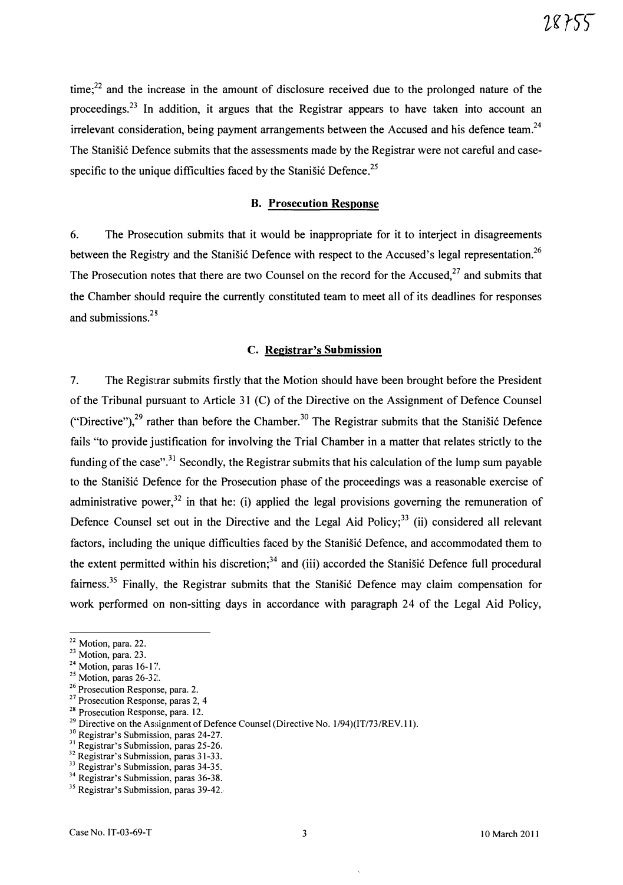time;[22] and the increase in the amount of disclosure received due to the prolonged nature of the proceedings.[23] In addition, it argues that the Registrar appears to have taken into account an irrelevant consideration, being payment arrangements between the Accused and his defence team.[24] The Stanišić Defence submits that the assessments made by the Registrar were not careful and case-specific to the unique difficulties faced by the Stanišić Defence.[25]

### B. Prosecution Response

6. The Prosecution submits that it would be inappropriate for it to interject in disagreements between the Registry and the Stanišić Defence with respect to the Accused's legal representation.[26] The Prosecution notes that there are two Counsel on the record for the Accused,[27] and submits that the Chamber should require the currently constituted team to meet all of its deadlines for responses and submissions.[28]

### C. Registrar's Submission

7. The Registrar submits firstly that the Motion should have been brought before the President of the Tribunal pursuant to Article 31 (C) of the Directive on the Assignment of Defence Counsel ("Directive"),[29] rather than before the Chamber.[30] The Registrar submits that the Stanišić Defence fails "to provide justification for involving the Trial Chamber in a matter that relates strictly to the funding of the case".[31] Secondly, the Registrar submits that his calculation of the lump sum payable to the Stanišić Defence for the Prosecution phase of the proceedings was a reasonable exercise of administrative power,[32] in that he: (i) applied the legal provisions governing the remuneration of Defence Counsel set out in the Directive and the Legal Aid Policy;[33] (ii) considered all relevant factors, including the unique difficulties faced by the Stanišić Defence, and accommodated them to the extent permitted within his discretion;[34] and (iii) accorded the Stanišić Defence full procedural fairness.[35] Finally, the Registrar submits that the Stanišić Defence may claim compensation for work performed on non-sitting days in accordance with paragraph 24 of the Legal Aid Policy,

---

[22] Motion, para. 22.
[23] Motion, para. 23.
[24] Motion, paras 16-17.
[25] Motion, paras 26-32.
[26] Prosecution Response, para. 2.
[27] Prosecution Response, paras 2, 4
[28] Prosecution Response, para. 12.
[29] Directive on the Assignment of Defence Counsel (Directive No. 1/94)(IT/73/REV.11).
[30] Registrar's Submission, paras 24-27.
[31] Registrar's Submission, paras 25-26.
[32] Registrar's Submission, paras 31-33.
[33] Registrar's Submission, paras 34-35.
[34] Registrar's Submission, paras 36-38.
[35] Registrar's Submission, paras 39-42.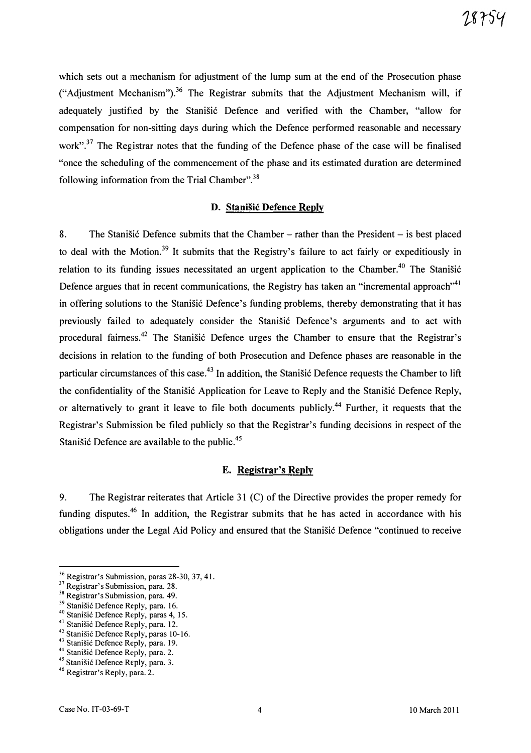which sets out a mechanism for adjustment of the lump sum at the end of the Prosecution phase ("Adjustment Mechanism").[36] The Registrar submits that the Adjustment Mechanism will, if adequately justified by the Stanišić Defence and verified with the Chamber, "allow for compensation for non-sitting days during which the Defence performed reasonable and necessary work".[37] The Registrar notes that the funding of the Defence phase of the case will be finalised "once the scheduling of the commencement of the phase and its estimated duration are determined following information from the Trial Chamber".[38]

### D. Stanišić Defence Reply

8. The Stanišić Defence submits that the Chamber – rather than the President – is best placed to deal with the Motion.[39] It submits that the Registry's failure to act fairly or expeditiously in relation to its funding issues necessitated an urgent application to the Chamber.[40] The Stanišić Defence argues that in recent communications, the Registry has taken an "incremental approach"[41] in offering solutions to the Stanišić Defence's funding problems, thereby demonstrating that it has previously failed to adequately consider the Stanišić Defence's arguments and to act with procedural fairness.[42] The Stanišić Defence urges the Chamber to ensure that the Registrar's decisions in relation to the funding of both Prosecution and Defence phases are reasonable in the particular circumstances of this case.[43] In addition, the Stanišić Defence requests the Chamber to lift the confidentiality of the Stanišić Application for Leave to Reply and the Stanišić Defence Reply, or alternatively to grant it leave to file both documents publicly.[44] Further, it requests that the Registrar's Submission be filed publicly so that the Registrar's funding decisions in respect of the Stanišić Defence are available to the public.[45]

### E. Registrar's Reply

9. The Registrar reiterates that Article 31 (C) of the Directive provides the proper remedy for funding disputes.[46] In addition, the Registrar submits that he has acted in accordance with his obligations under the Legal Aid Policy and ensured that the Stanišić Defence "continued to receive

---

[36] Registrar's Submission, paras 28-30, 37, 41.
[37] Registrar's Submission, para. 28.
[38] Registrar's Submission, para. 49.
[39] Stanišić Defence Reply, para. 16.
[40] Stanišić Defence Reply, paras 4, 15.
[41] Stanišić Defence Reply, para. 12.
[42] Stanišić Defence Reply, paras 10-16.
[43] Stanišić Defence Reply, para. 19.
[44] Stanišić Defence Reply, para. 2.
[45] Stanišić Defence Reply, para. 3.
[46] Registrar's Reply, para. 2.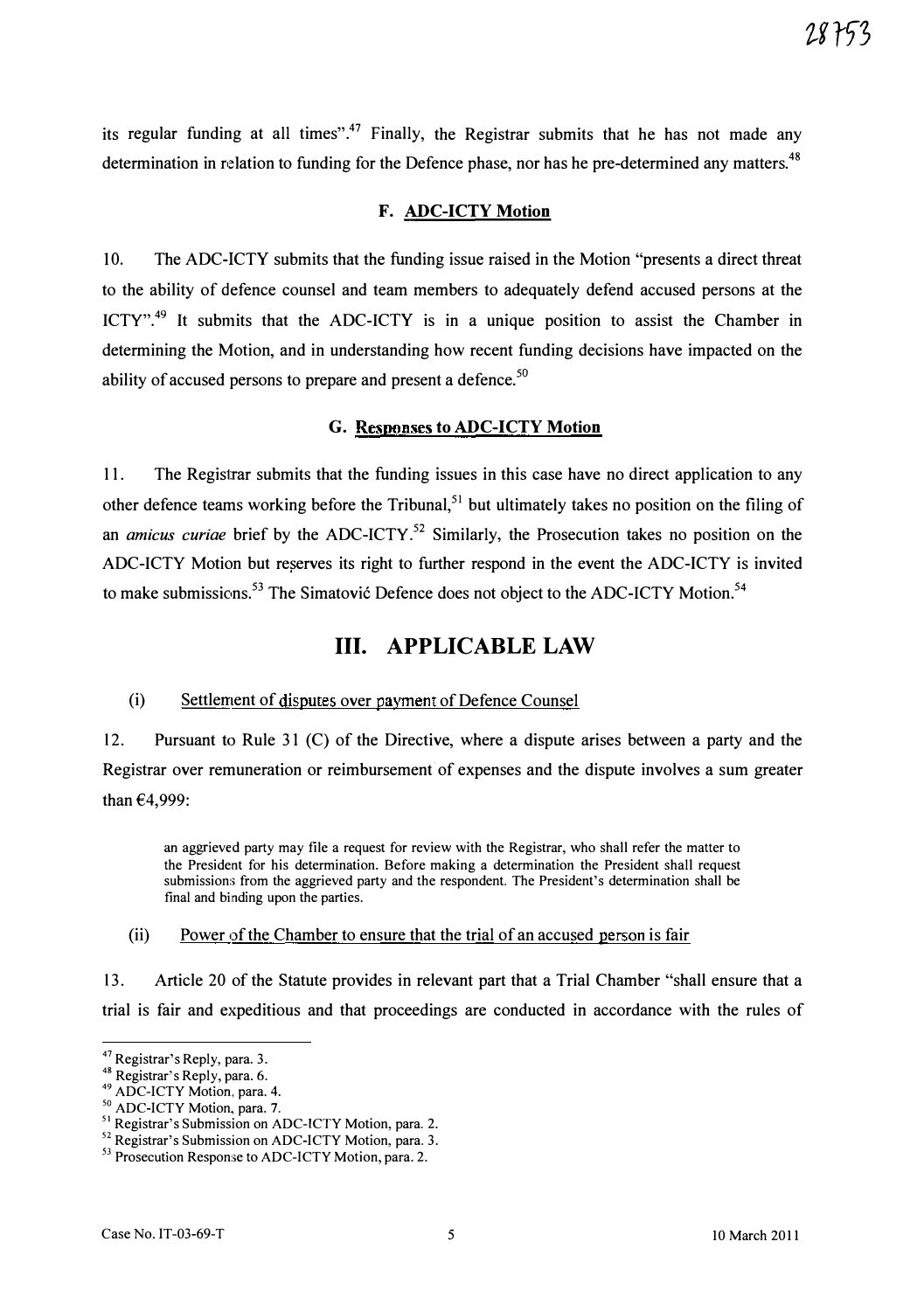its regular funding at all times".[47] Finally, the Registrar submits that he has not made any determination in relation to funding for the Defence phase, nor has he pre-determined any matters.[48]

### F. ADC-ICTY Motion

10. The ADC-ICTY submits that the funding issue raised in the Motion "presents a direct threat to the ability of defence counsel and team members to adequately defend accused persons at the ICTY".[49] It submits that the ADC-ICTY is in a unique position to assist the Chamber in determining the Motion, and in understanding how recent funding decisions have impacted on the ability of accused persons to prepare and present a defence.[50]

### G. Responses to ADC-ICTY Motion

11. The Registrar submits that the funding issues in this case have no direct application to any other defence teams working before the Tribunal,[51] but ultimately takes no position on the filing of an *amicus curiae* brief by the ADC-ICTY.[52] Similarly, the Prosecution takes no position on the ADC-ICTY Motion but reserves its right to further respond in the event the ADC-ICTY is invited to make submissions.[53] The Simatović Defence does not object to the ADC-ICTY Motion.[54]

## III. APPLICABLE LAW

(i) Settlement of disputes over payment of Defence Counsel

12. Pursuant to Rule 31 (C) of the Directive, where a dispute arises between a party and the Registrar over remuneration or reimbursement of expenses and the dispute involves a sum greater than €4,999:

> an aggrieved party may file a request for review with the Registrar, who shall refer the matter to the President for his determination. Before making a determination the President shall request submissions from the aggrieved party and the respondent. The President's determination shall be final and binding upon the parties.

(ii) Power of the Chamber to ensure that the trial of an accused person is fair

13. Article 20 of the Statute provides in relevant part that a Trial Chamber "shall ensure that a trial is fair and expeditious and that proceedings are conducted in accordance with the rules of

---

[47] Registrar's Reply, para. 3.
[48] Registrar's Reply, para. 6.
[49] ADC-ICTY Motion, para. 4.
[50] ADC-ICTY Motion, para. 7.
[51] Registrar's Submission on ADC-ICTY Motion, para. 2.
[52] Registrar's Submission on ADC-ICTY Motion, para. 3.
[53] Prosecution Response to ADC-ICTY Motion, para. 2.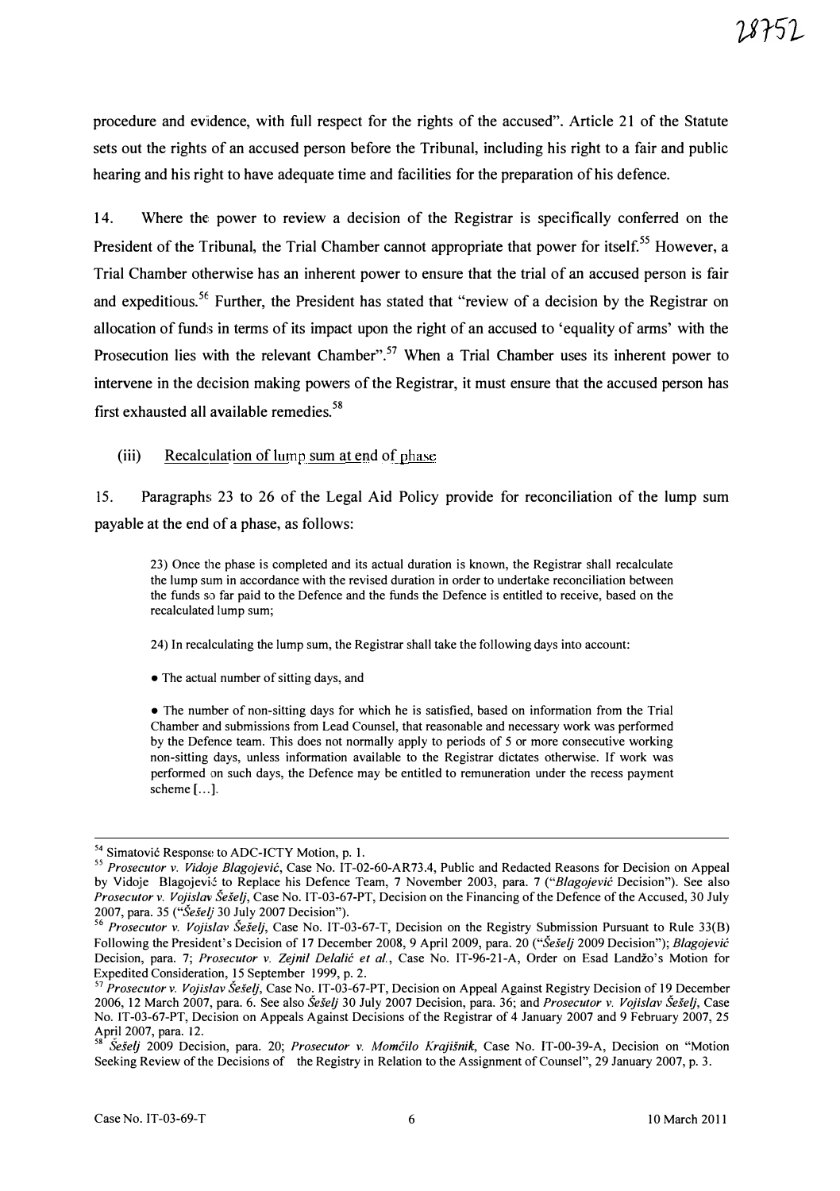procedure and evidence, with full respect for the rights of the accused". Article 21 of the Statute sets out the rights of an accused person before the Tribunal, including his right to a fair and public hearing and his right to have adequate time and facilities for the preparation of his defence.

14. Where the power to review a decision of the Registrar is specifically conferred on the President of the Tribunal, the Trial Chamber cannot appropriate that power for itself.[55] However, a Trial Chamber otherwise has an inherent power to ensure that the trial of an accused person is fair and expeditious.[56] Further, the President has stated that "review of a decision by the Registrar on allocation of funds in terms of its impact upon the right of an accused to 'equality of arms' with the Prosecution lies with the relevant Chamber".[57] When a Trial Chamber uses its inherent power to intervene in the decision making powers of the Registrar, it must ensure that the accused person has first exhausted all available remedies.[58]

(iii) Recalculation of lump sum at end of phase

15. Paragraphs 23 to 26 of the Legal Aid Policy provide for reconciliation of the lump sum payable at the end of a phase, as follows:

> 23) Once the phase is completed and its actual duration is known, the Registrar shall recalculate the lump sum in accordance with the revised duration in order to undertake reconciliation between the funds so far paid to the Defence and the funds the Defence is entitled to receive, based on the recalculated lump sum;
>
> 24) In recalculating the lump sum, the Registrar shall take the following days into account:
>
> - The actual number of sitting days, and
>
> - The number of non-sitting days for which he is satisfied, based on information from the Trial Chamber and submissions from Lead Counsel, that reasonable and necessary work was performed by the Defence team. This does not normally apply to periods of 5 or more consecutive working non-sitting days, unless information available to the Registrar dictates otherwise. If work was performed on such days, the Defence may be entitled to remuneration under the recess payment scheme [...].

---

[54] Simatović Response to ADC-ICTY Motion, p. 1.

[55] *Prosecutor v. Vidoje Blagojević*, Case No. IT-02-60-AR73.4, Public and Redacted Reasons for Decision on Appeal by Vidoje Blagojević to Replace his Defence Team, 7 November 2003, para. 7 ("*Blagojević* Decision"). See also *Prosecutor v. Vojislav Šešelj*, Case No. IT-03-67-PT, Decision on the Financing of the Defence of the Accused, 30 July 2007, para. 35 ("*Šešelj* 30 July 2007 Decision").

[56] *Prosecutor v. Vojislav Šešelj*, Case No. IT-03-67-T, Decision on the Registry Submission Pursuant to Rule 33(B) Following the President's Decision of 17 December 2008, 9 April 2009, para. 20 ("*Šešelj* 2009 Decision"); *Blagojević* Decision, para. 7; *Prosecutor v. Zejnil Delalić et al.*, Case No. IT-96-21-A, Order on Esad Landžo's Motion for Expedited Consideration, 15 September 1999, p. 2.

[57] *Prosecutor v. Vojislav Šešelj*, Case No. IT-03-67-PT, Decision on Appeal Against Registry Decision of 19 December 2006, 12 March 2007, para. 6. See also *Šešelj* 30 July 2007 Decision, para. 36; and *Prosecutor v. Vojislav Šešelj*, Case No. IT-03-67-PT, Decision on Appeals Against Decisions of the Registrar of 4 January 2007 and 9 February 2007, 25 April 2007, para. 12.

[58] *Šešelj* 2009 Decision, para. 20; *Prosecutor v. Momčilo Krajišnik*, Case No. IT-00-39-A, Decision on "Motion Seeking Review of the Decisions of the Registry in Relation to the Assignment of Counsel", 29 January 2007, p. 3.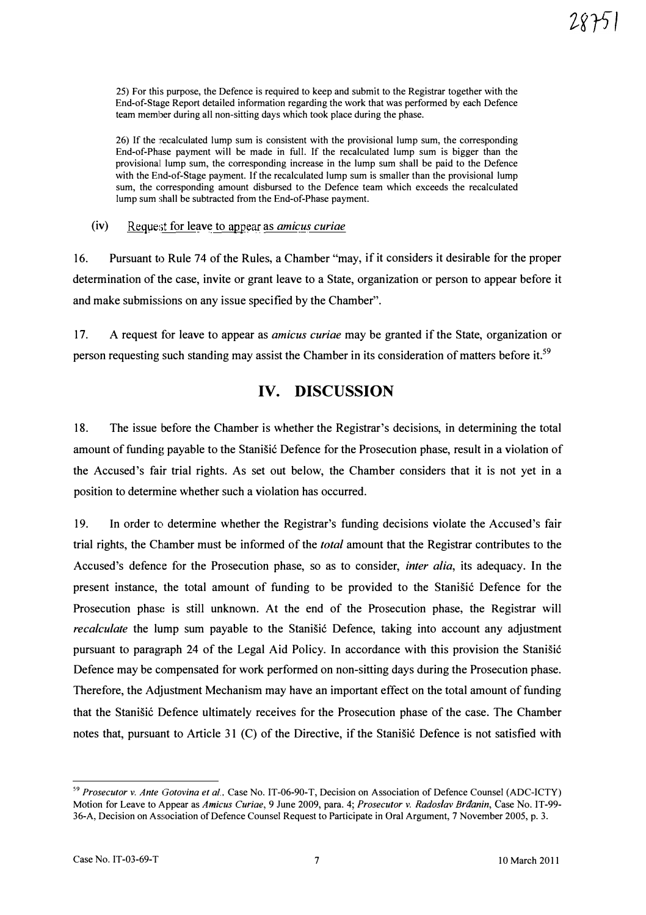25) For this purpose, the Defence is required to keep and submit to the Registrar together with the End-of-Stage Report detailed information regarding the work that was performed by each Defence team member during all non-sitting days which took place during the phase.

26) If the recalculated lump sum is consistent with the provisional lump sum, the corresponding End-of-Phase payment will be made in full. If the recalculated lump sum is bigger than the provisional lump sum, the corresponding increase in the lump sum shall be paid to the Defence with the End-of-Stage payment. If the recalculated lump sum is smaller than the provisional lump sum, the corresponding amount disbursed to the Defence team which exceeds the recalculated lump sum shall be subtracted from the End-of-Phase payment.

### (iv) Request for leave to appear as *amicus curiae*

16. Pursuant to Rule 74 of the Rules, a Chamber "may, if it considers it desirable for the proper determination of the case, invite or grant leave to a State, organization or person to appear before it and make submissions on any issue specified by the Chamber".

17. A request for leave to appear as *amicus curiae* may be granted if the State, organization or person requesting such standing may assist the Chamber in its consideration of matters before it.[59]

## IV. DISCUSSION

18. The issue before the Chamber is whether the Registrar's decisions, in determining the total amount of funding payable to the Stanišić Defence for the Prosecution phase, result in a violation of the Accused's fair trial rights. As set out below, the Chamber considers that it is not yet in a position to determine whether such a violation has occurred.

19. In order to determine whether the Registrar's funding decisions violate the Accused's fair trial rights, the Chamber must be informed of the *total* amount that the Registrar contributes to the Accused's defence for the Prosecution phase, so as to consider, *inter alia*, its adequacy. In the present instance, the total amount of funding to be provided to the Stanišić Defence for the Prosecution phase is still unknown. At the end of the Prosecution phase, the Registrar will *recalculate* the lump sum payable to the Stanišić Defence, taking into account any adjustment pursuant to paragraph 24 of the Legal Aid Policy. In accordance with this provision the Stanišić Defence may be compensated for work performed on non-sitting days during the Prosecution phase. Therefore, the Adjustment Mechanism may have an important effect on the total amount of funding that the Stanišić Defence ultimately receives for the Prosecution phase of the case. The Chamber notes that, pursuant to Article 31 (C) of the Directive, if the Stanišić Defence is not satisfied with

---

[59] *Prosecutor v. Ante Gotovina et al.*, Case No. IT-06-90-T, Decision on Association of Defence Counsel (ADC-ICTY) Motion for Leave to Appear as *Amicus Curiae*, 9 June 2009, para. 4; *Prosecutor v. Radoslav Brđanin*, Case No. IT-99-36-A, Decision on Association of Defence Counsel Request to Participate in Oral Argument, 7 November 2005, p. 3.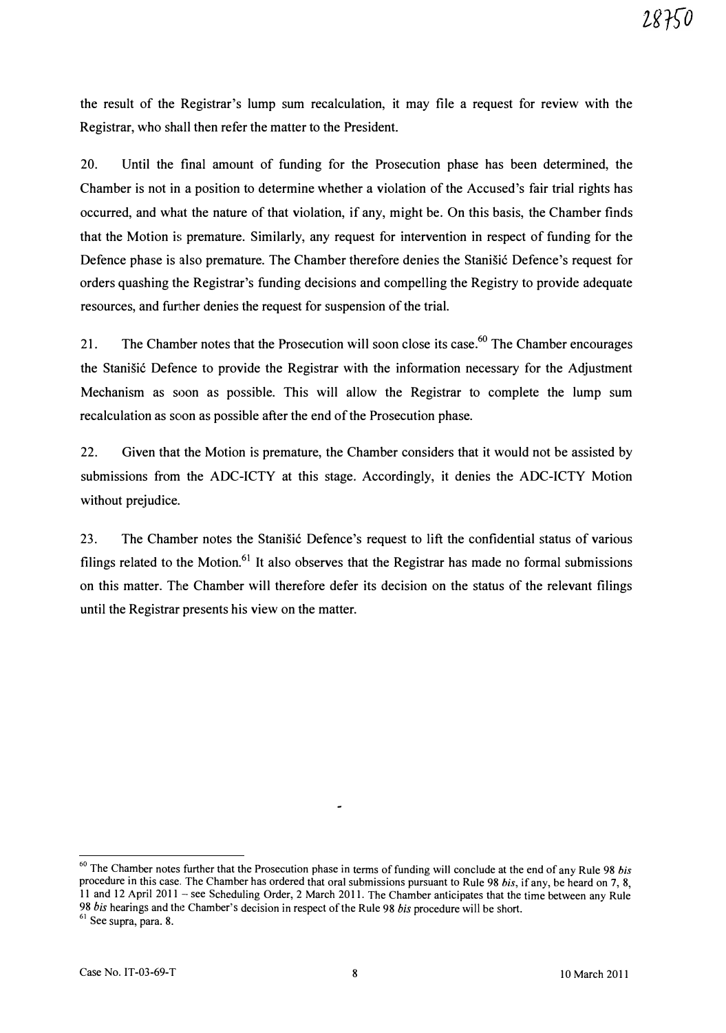the result of the Registrar's lump sum recalculation, it may file a request for review with the Registrar, who shall then refer the matter to the President.

20. Until the final amount of funding for the Prosecution phase has been determined, the Chamber is not in a position to determine whether a violation of the Accused's fair trial rights has occurred, and what the nature of that violation, if any, might be. On this basis, the Chamber finds that the Motion is premature. Similarly, any request for intervention in respect of funding for the Defence phase is also premature. The Chamber therefore denies the Stanišić Defence's request for orders quashing the Registrar's funding decisions and compelling the Registry to provide adequate resources, and further denies the request for suspension of the trial.

21. The Chamber notes that the Prosecution will soon close its case.[60] The Chamber encourages the Stanišić Defence to provide the Registrar with the information necessary for the Adjustment Mechanism as soon as possible. This will allow the Registrar to complete the lump sum recalculation as soon as possible after the end of the Prosecution phase.

22. Given that the Motion is premature, the Chamber considers that it would not be assisted by submissions from the ADC-ICTY at this stage. Accordingly, it denies the ADC-ICTY Motion without prejudice.

23. The Chamber notes the Stanišić Defence's request to lift the confidential status of various filings related to the Motion.[61] It also observes that the Registrar has made no formal submissions on this matter. The Chamber will therefore defer its decision on the status of the relevant filings until the Registrar presents his view on the matter.

---

[60] The Chamber notes further that the Prosecution phase in terms of funding will conclude at the end of any Rule 98 *bis* procedure in this case. The Chamber has ordered that oral submissions pursuant to Rule 98 *bis*, if any, be heard on 7, 8, 11 and 12 April 2011 – see Scheduling Order, 2 March 2011. The Chamber anticipates that the time between any Rule 98 *bis* hearings and the Chamber's decision in respect of the Rule 98 *bis* procedure will be short.

[61] See supra, para. 8.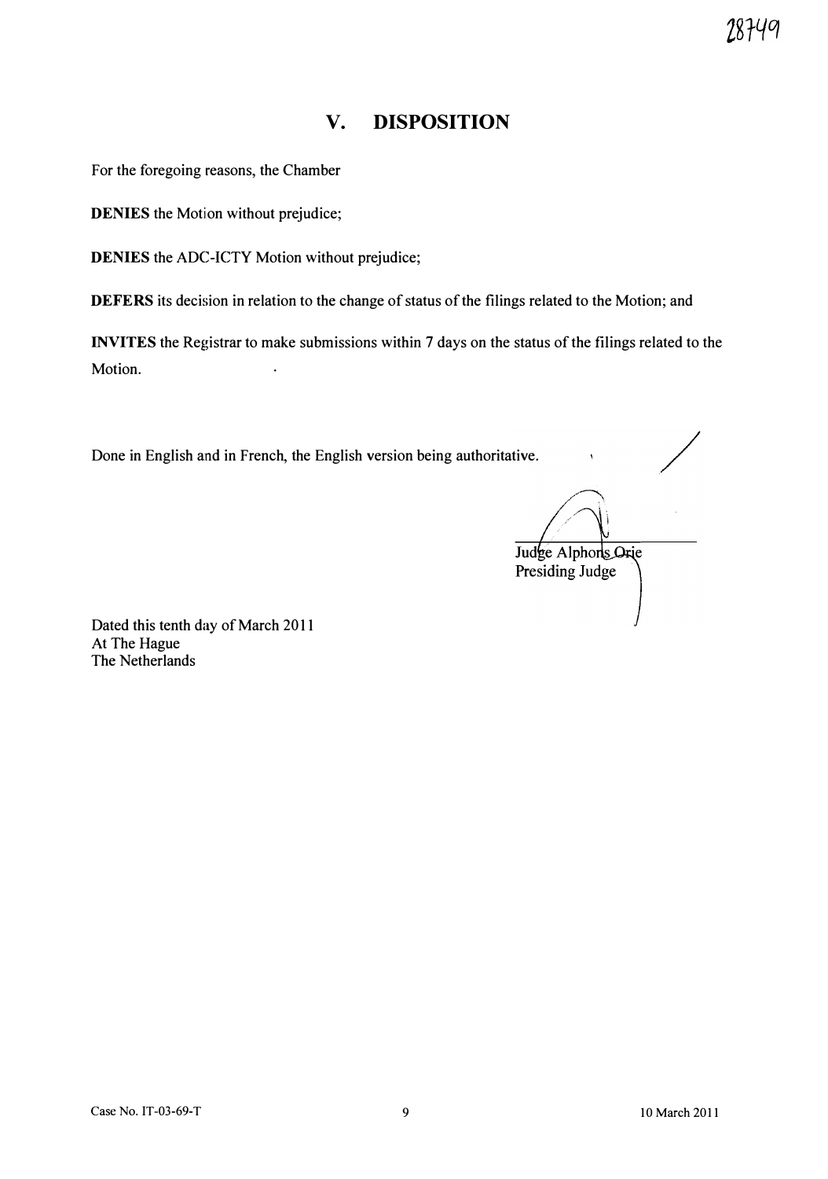## V. DISPOSITION

For the foregoing reasons, the Chamber

**DENIES** the Motion without prejudice;

**DENIES** the ADC-ICTY Motion without prejudice;

**DEFERS** its decision in relation to the change of status of the filings related to the Motion; and

**INVITES** the Registrar to make submissions within 7 days on the status of the filings related to the Motion.

Done in English and in French, the English version being authoritative.

Judge Alphons Orie
Presiding Judge

Dated this tenth day of March 2011
At The Hague
The Netherlands